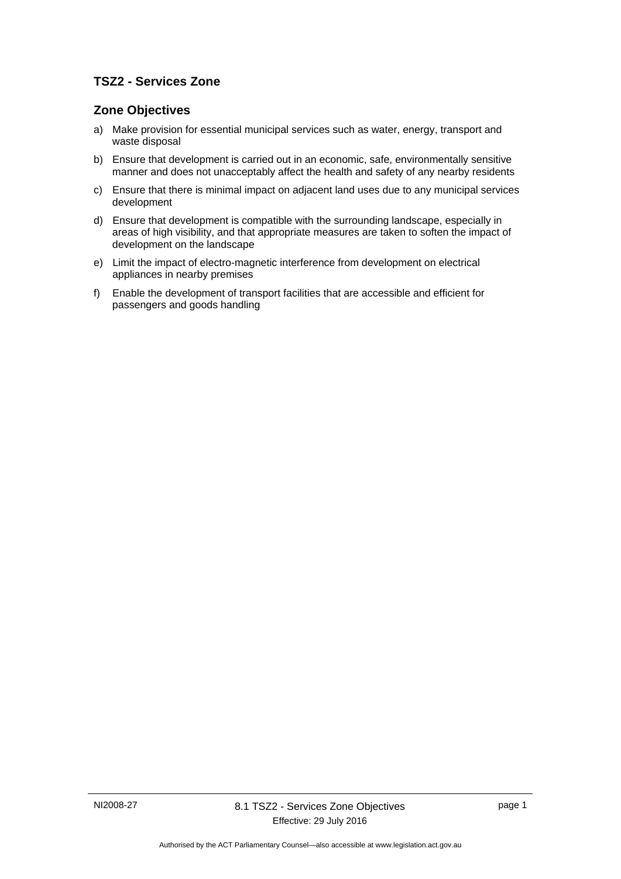## TSZ2 - Services Zone

### Zone Objectives

a) Make provision for essential municipal services such as water, energy, transport and waste disposal

b) Ensure that development is carried out in an economic, safe, environmentally sensitive manner and does not unacceptably affect the health and safety of any nearby residents

c) Ensure that there is minimal impact on adjacent land uses due to any municipal services development

d) Ensure that development is compatible with the surrounding landscape, especially in areas of high visibility, and that appropriate measures are taken to soften the impact of development on the landscape

e) Limit the impact of electro-magnetic interference from development on electrical appliances in nearby premises

f) Enable the development of transport facilities that are accessible and efficient for passengers and goods handling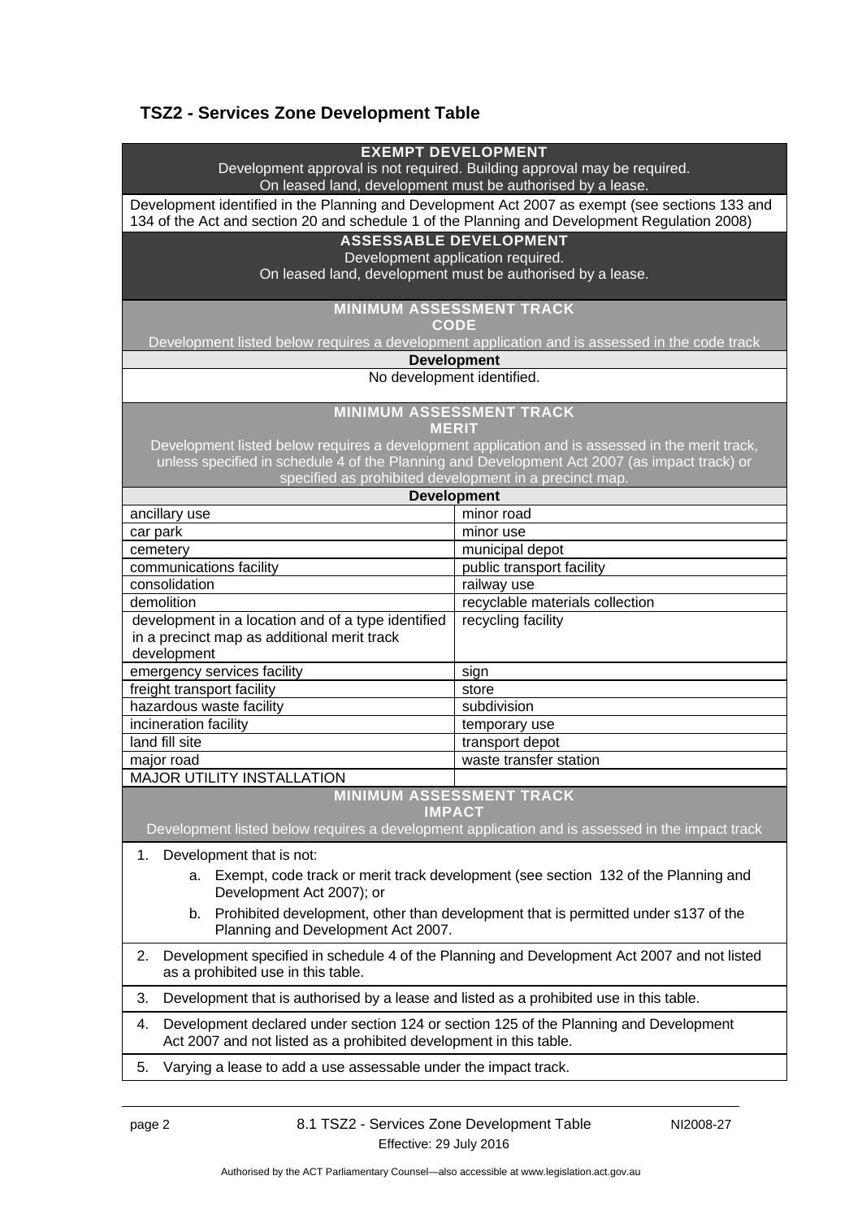## TSZ2 - Services Zone Development Table

| EXEMPT DEVELOPMENT<br>Development approval is not required. Building approval may be required.<br>On leased land, development must be authorised by a lease. | |
|---|---|
| Development identified in the Planning and Development Act 2007 as exempt (see sections 133 and 134 of the Act and section 20 and schedule 1 of the Planning and Development Regulation 2008) | |
| **ASSESSABLE DEVELOPMENT**<br>Development application required.<br>On leased land, development must be authorised by a lease. | |
| **MINIMUM ASSESSMENT TRACK**<br>**CODE**<br>Development listed below requires a development application and is assessed in the code track | |
| **Development** | |
| No development identified. | |
| **MINIMUM ASSESSMENT TRACK**<br>**MERIT**<br>Development listed below requires a development application and is assessed in the merit track, unless specified in schedule 4 of the Planning and Development Act 2007 (as impact track) or specified as prohibited development in a precinct map. | |
| **Development** | |
| ancillary use | minor road |
| car park | minor use |
| cemetery | municipal depot |
| communications facility | public transport facility |
| consolidation | railway use |
| demolition | recyclable materials collection |
| development in a location and of a type identified in a precinct map as additional merit track development | recycling facility |
| emergency services facility | sign |
| freight transport facility | store |
| hazardous waste facility | subdivision |
| incineration facility | temporary use |
| land fill site | transport depot |
| major road | waste transfer station |
| MAJOR UTILITY INSTALLATION | |
| **MINIMUM ASSESSMENT TRACK**<br>**IMPACT**<br>Development listed below requires a development application and is assessed in the impact track | |
| 1. Development that is not:<br>a. Exempt, code track or merit track development (see section 132 of the Planning and Development Act 2007); or<br>b. Prohibited development, other than development that is permitted under s137 of the Planning and Development Act 2007. | |
| 2. Development specified in schedule 4 of the Planning and Development Act 2007 and not listed as a prohibited use in this table. | |
| 3. Development that is authorised by a lease and listed as a prohibited use in this table. | |
| 4. Development declared under section 124 or section 125 of the Planning and Development Act 2007 and not listed as a prohibited development in this table. | |
| 5. Varying a lease to add a use assessable under the impact track. | |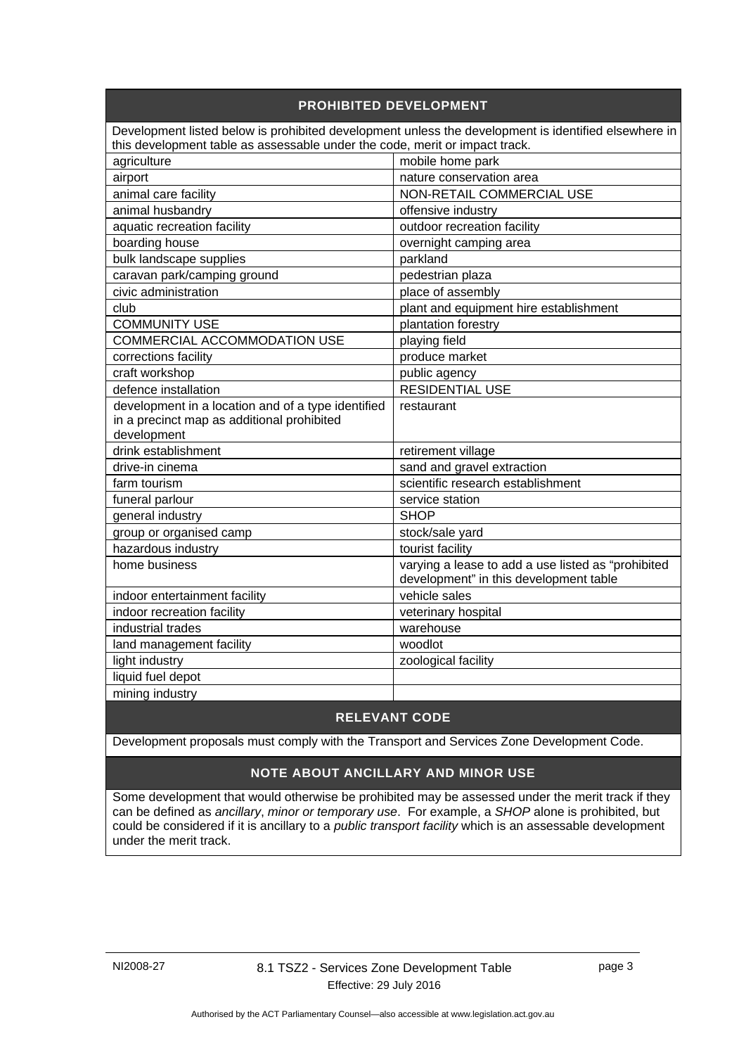## PROHIBITED DEVELOPMENT

Development listed below is prohibited development unless the development is identified elsewhere in this development table as assessable under the code, merit or impact track.

| | |
|---|---|
| agriculture | mobile home park |
| airport | nature conservation area |
| animal care facility | NON-RETAIL COMMERCIAL USE |
| animal husbandry | offensive industry |
| aquatic recreation facility | outdoor recreation facility |
| boarding house | overnight camping area |
| bulk landscape supplies | parkland |
| caravan park/camping ground | pedestrian plaza |
| civic administration | place of assembly |
| club | plant and equipment hire establishment |
| COMMUNITY USE | plantation forestry |
| COMMERCIAL ACCOMMODATION USE | playing field |
| corrections facility | produce market |
| craft workshop | public agency |
| defence installation | RESIDENTIAL USE |
| development in a location and of a type identified in a precinct map as additional prohibited development | restaurant |
| drink establishment | retirement village |
| drive-in cinema | sand and gravel extraction |
| farm tourism | scientific research establishment |
| funeral parlour | service station |
| general industry | SHOP |
| group or organised camp | stock/sale yard |
| hazardous industry | tourist facility |
| home business | varying a lease to add a use listed as "prohibited development" in this development table |
| indoor entertainment facility | vehicle sales |
| indoor recreation facility | veterinary hospital |
| industrial trades | warehouse |
| land management facility | woodlot |
| light industry | zoological facility |
| liquid fuel depot | |
| mining industry | |

## RELEVANT CODE

Development proposals must comply with the Transport and Services Zone Development Code.

## NOTE ABOUT ANCILLARY AND MINOR USE

Some development that would otherwise be prohibited may be assessed under the merit track if they can be defined as *ancillary*, *minor or temporary use*. For example, a *SHOP* alone is prohibited, but could be considered if it is ancillary to a *public transport facility* which is an assessable development under the merit track.